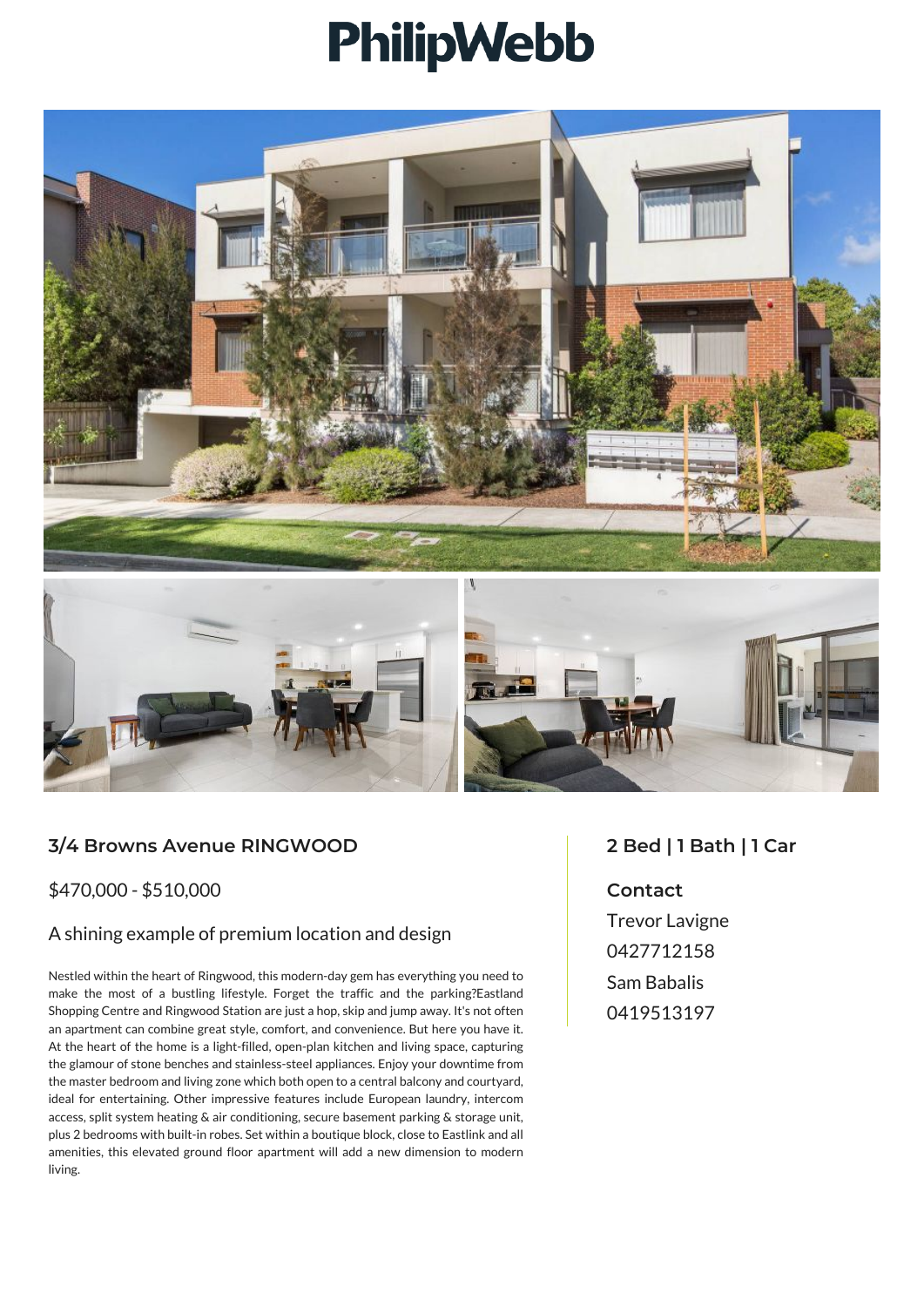# PhilipWebb

## 3/4 Browns Avenue RINGWOOD

$470,000 - $510,000

### A shining example of premium location and design

Nestled within the heart of Ringwood, this modern-day gem has everything you need to make the most of a bustling lifestyle. Forget the traffic and the parking?Eastland Shopping Centre and Ringwood Station are just a hop, skip and jump away. It's not often an apartment can combine great style, comfort, and convenience. But here you have it. At the heart of the home is a light-filled, open-plan kitchen and living space, capturing the glamour of stone benches and stainless-steel appliances. Enjoy your downtime from the master bedroom and living zone which both open to a central balcony and courtyard, ideal for entertaining. Other impressive features include European laundry, intercom access, split system heating & air conditioning, secure basement parking & storage unit, plus 2 bedrooms with built-in robes. Set within a boutique block, close to Eastlink and all amenities, this elevated ground floor apartment will add a new dimension to modern living.

## 2 Bed | 1 Bath | 1 Car

**Contact**

Trevor Lavigne
0427712158

Sam Babalis
0419513197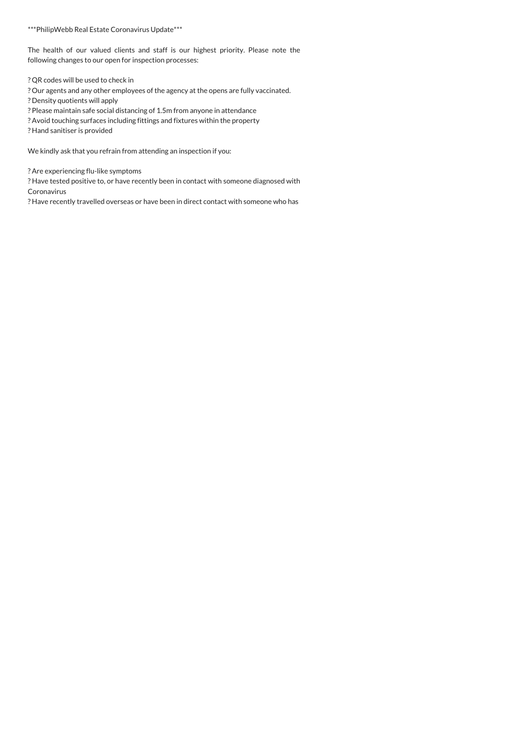***PhilipWebb Real Estate Coronavirus Update***

The health of our valued clients and staff is our highest priority. Please note the following changes to our open for inspection processes:

? QR codes will be used to check in
? Our agents and any other employees of the agency at the opens are fully vaccinated.
? Density quotients will apply
? Please maintain safe social distancing of 1.5m from anyone in attendance
? Avoid touching surfaces including fittings and fixtures within the property
? Hand sanitiser is provided

We kindly ask that you refrain from attending an inspection if you:

? Are experiencing flu-like symptoms
? Have tested positive to, or have recently been in contact with someone diagnosed with Coronavirus
? Have recently travelled overseas or have been in direct contact with someone who has